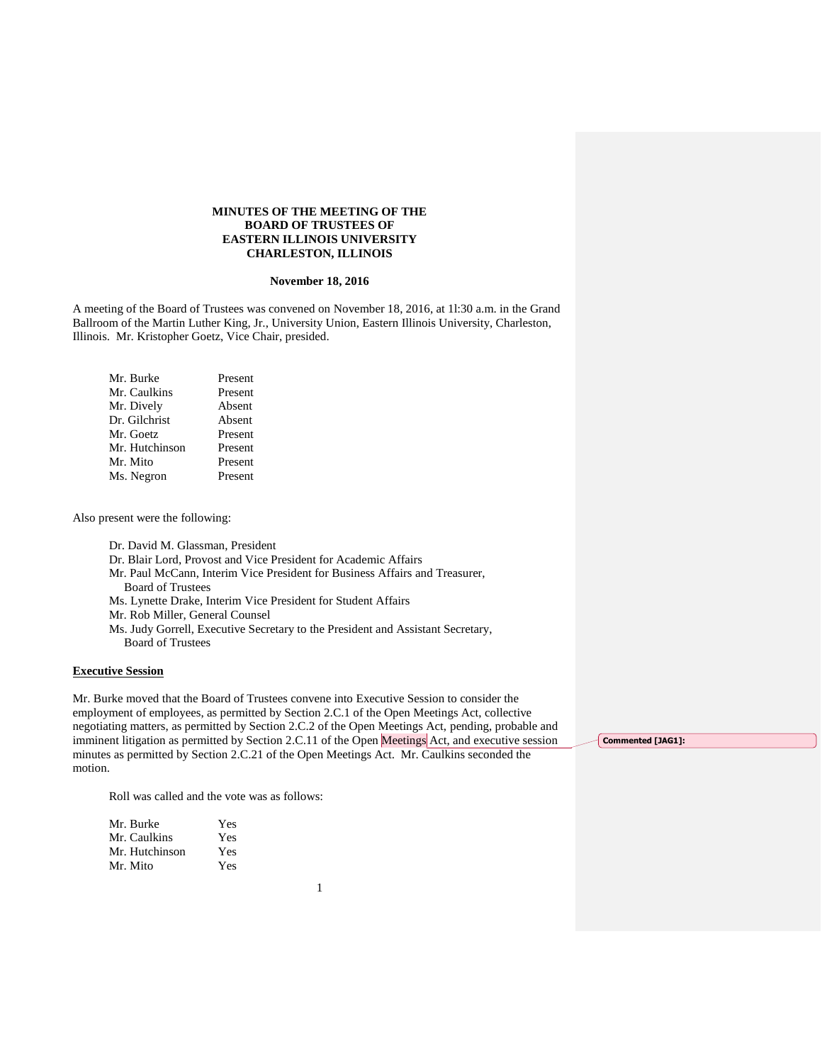**MINUTES OF THE MEETING OF THE BOARD OF TRUSTEES OF EASTERN ILLINOIS UNIVERSITY CHARLESTON, ILLINOIS**

**November 18, 2016**

A meeting of the Board of Trustees was convened on November 18, 2016, at 1l:30 a.m. in the Grand Ballroom of the Martin Luther King, Jr., University Union, Eastern Illinois University, Charleston, Illinois. Mr. Kristopher Goetz, Vice Chair, presided.

| | |
|---|---|
| Mr. Burke | Present |
| Mr. Caulkins | Present |
| Mr. Dively | Absent |
| Dr. Gilchrist | Absent |
| Mr. Goetz | Present |
| Mr. Hutchinson | Present |
| Mr. Mito | Present |
| Ms. Negron | Present |

Also present were the following:

Dr. David M. Glassman, President
Dr. Blair Lord, Provost and Vice President for Academic Affairs
Mr. Paul McCann, Interim Vice President for Business Affairs and Treasurer, Board of Trustees
Ms. Lynette Drake, Interim Vice President for Student Affairs
Mr. Rob Miller, General Counsel
Ms. Judy Gorrell, Executive Secretary to the President and Assistant Secretary, Board of Trustees

**Executive Session**

Mr. Burke moved that the Board of Trustees convene into Executive Session to consider the employment of employees, as permitted by Section 2.C.1 of the Open Meetings Act, collective negotiating matters, as permitted by Section 2.C.2 of the Open Meetings Act, pending, probable and imminent litigation as permitted by Section 2.C.11 of the Open Meetings Act, and executive session minutes as permitted by Section 2.C.21 of the Open Meetings Act. Mr. Caulkins seconded the motion.

Commented [JAG1]:

Roll was called and the vote was as follows:

| | |
|---|---|
| Mr. Burke | Yes |
| Mr. Caulkins | Yes |
| Mr. Hutchinson | Yes |
| Mr. Mito | Yes |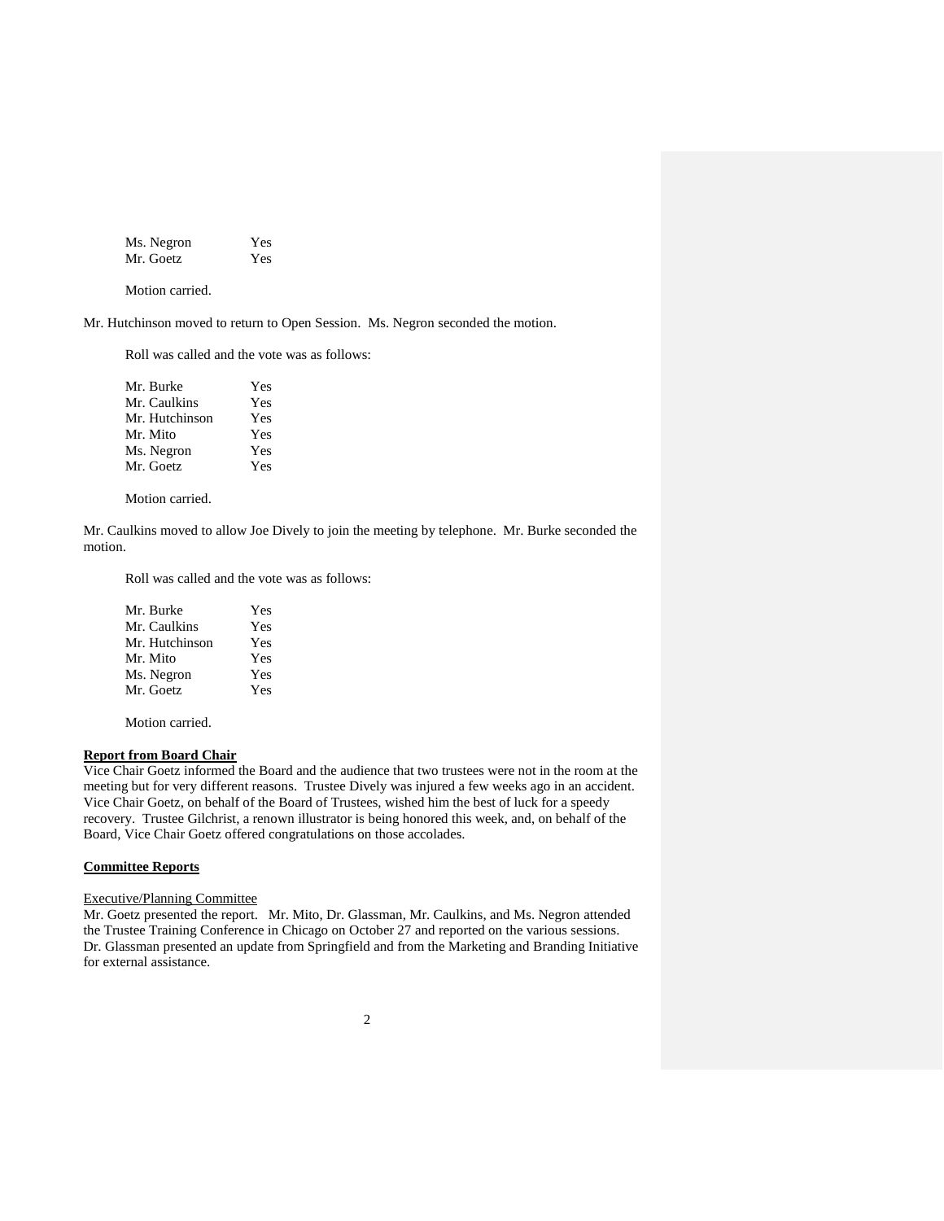| | |
|---|---|
| Ms. Negron | Yes |
| Mr. Goetz | Yes |

Motion carried.

Mr. Hutchinson moved to return to Open Session. Ms. Negron seconded the motion.

Roll was called and the vote was as follows:

| | |
|---|---|
| Mr. Burke | Yes |
| Mr. Caulkins | Yes |
| Mr. Hutchinson | Yes |
| Mr. Mito | Yes |
| Ms. Negron | Yes |
| Mr. Goetz | Yes |

Motion carried.

Mr. Caulkins moved to allow Joe Dively to join the meeting by telephone. Mr. Burke seconded the motion.

Roll was called and the vote was as follows:

| | |
|---|---|
| Mr. Burke | Yes |
| Mr. Caulkins | Yes |
| Mr. Hutchinson | Yes |
| Mr. Mito | Yes |
| Ms. Negron | Yes |
| Mr. Goetz | Yes |

Motion carried.

**Report from Board Chair**

Vice Chair Goetz informed the Board and the audience that two trustees were not in the room at the meeting but for very different reasons. Trustee Dively was injured a few weeks ago in an accident. Vice Chair Goetz, on behalf of the Board of Trustees, wished him the best of luck for a speedy recovery. Trustee Gilchrist, a renown illustrator is being honored this week, and, on behalf of the Board, Vice Chair Goetz offered congratulations on those accolades.

**Committee Reports**

Executive/Planning Committee

Mr. Goetz presented the report. Mr. Mito, Dr. Glassman, Mr. Caulkins, and Ms. Negron attended the Trustee Training Conference in Chicago on October 27 and reported on the various sessions. Dr. Glassman presented an update from Springfield and from the Marketing and Branding Initiative for external assistance.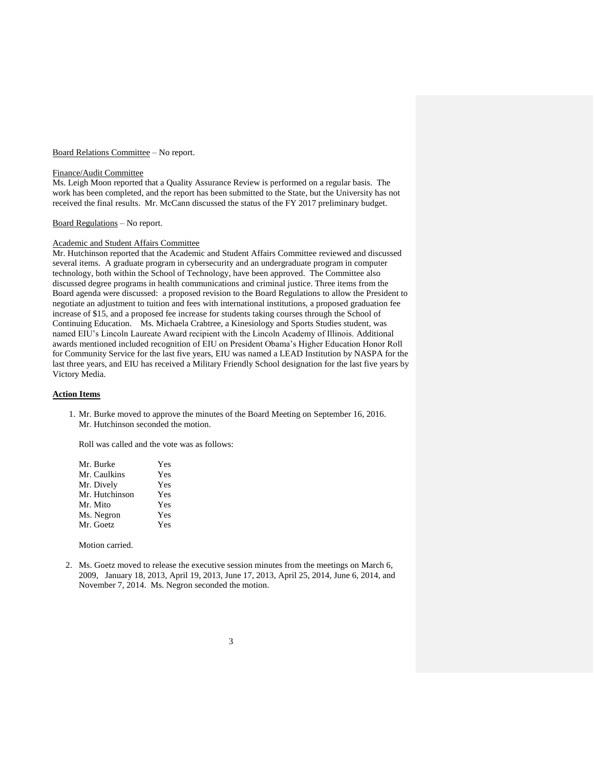Board Relations Committee – No report.

Finance/Audit Committee

Ms. Leigh Moon reported that a Quality Assurance Review is performed on a regular basis. The work has been completed, and the report has been submitted to the State, but the University has not received the final results. Mr. McCann discussed the status of the FY 2017 preliminary budget.

Board Regulations – No report.

Academic and Student Affairs Committee

Mr. Hutchinson reported that the Academic and Student Affairs Committee reviewed and discussed several items. A graduate program in cybersecurity and an undergraduate program in computer technology, both within the School of Technology, have been approved. The Committee also discussed degree programs in health communications and criminal justice. Three items from the Board agenda were discussed: a proposed revision to the Board Regulations to allow the President to negotiate an adjustment to tuition and fees with international institutions, a proposed graduation fee increase of $15, and a proposed fee increase for students taking courses through the School of Continuing Education. Ms. Michaela Crabtree, a Kinesiology and Sports Studies student, was named EIU's Lincoln Laureate Award recipient with the Lincoln Academy of Illinois. Additional awards mentioned included recognition of EIU on President Obama's Higher Education Honor Roll for Community Service for the last five years, EIU was named a LEAD Institution by NASPA for the last three years, and EIU has received a Military Friendly School designation for the last five years by Victory Media.

**Action Items**

1. Mr. Burke moved to approve the minutes of the Board Meeting on September 16, 2016. Mr. Hutchinson seconded the motion.

   Roll was called and the vote was as follows:

   | | |
   |---|---|
   | Mr. Burke | Yes |
   | Mr. Caulkins | Yes |
   | Mr. Dively | Yes |
   | Mr. Hutchinson | Yes |
   | Mr. Mito | Yes |
   | Ms. Negron | Yes |
   | Mr. Goetz | Yes |

   Motion carried.

2. Ms. Goetz moved to release the executive session minutes from the meetings on March 6, 2009, January 18, 2013, April 19, 2013, June 17, 2013, April 25, 2014, June 6, 2014, and November 7, 2014. Ms. Negron seconded the motion.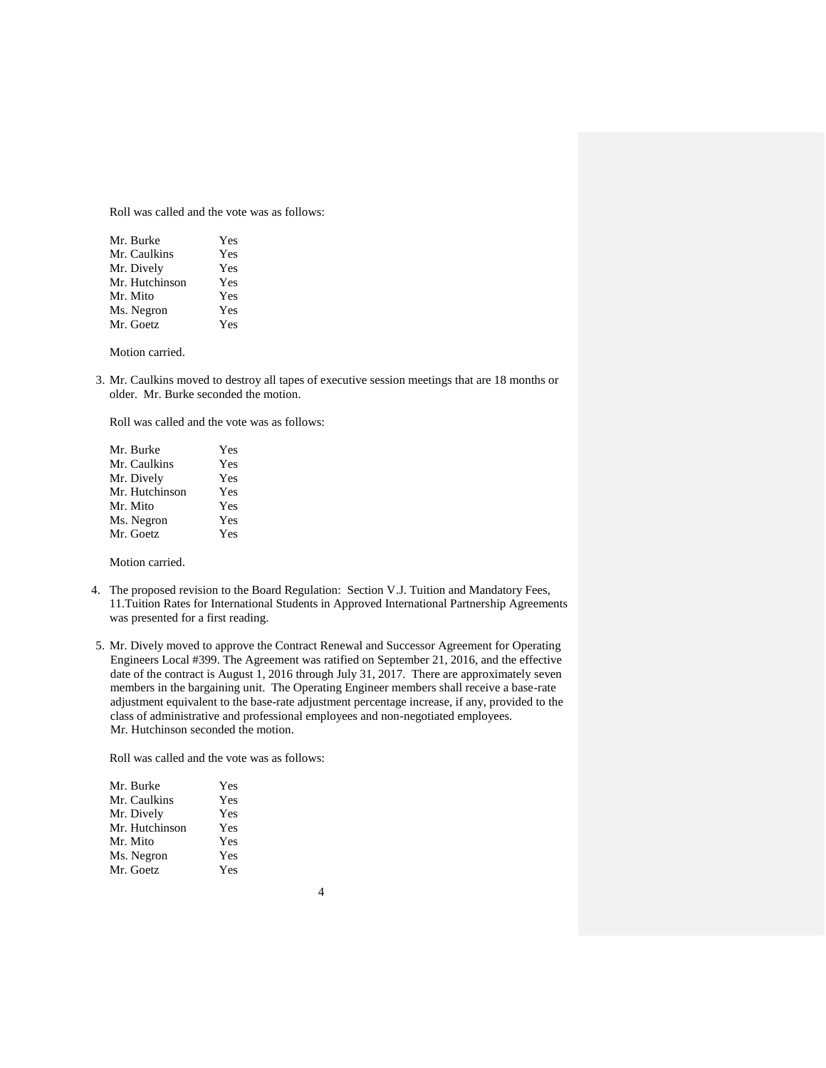Roll was called and the vote was as follows:

| | |
|---|---|
| Mr. Burke | Yes |
| Mr. Caulkins | Yes |
| Mr. Dively | Yes |
| Mr. Hutchinson | Yes |
| Mr. Mito | Yes |
| Ms. Negron | Yes |
| Mr. Goetz | Yes |

Motion carried.

3. Mr. Caulkins moved to destroy all tapes of executive session meetings that are 18 months or older. Mr. Burke seconded the motion.

   Roll was called and the vote was as follows:

| | |
|---|---|
| Mr. Burke | Yes |
| Mr. Caulkins | Yes |
| Mr. Dively | Yes |
| Mr. Hutchinson | Yes |
| Mr. Mito | Yes |
| Ms. Negron | Yes |
| Mr. Goetz | Yes |

   Motion carried.

4. The proposed revision to the Board Regulation: Section V.J. Tuition and Mandatory Fees, 11.Tuition Rates for International Students in Approved International Partnership Agreements was presented for a first reading.

5. Mr. Dively moved to approve the Contract Renewal and Successor Agreement for Operating Engineers Local #399. The Agreement was ratified on September 21, 2016, and the effective date of the contract is August 1, 2016 through July 31, 2017. There are approximately seven members in the bargaining unit. The Operating Engineer members shall receive a base-rate adjustment equivalent to the base-rate adjustment percentage increase, if any, provided to the class of administrative and professional employees and non-negotiated employees. Mr. Hutchinson seconded the motion.

   Roll was called and the vote was as follows:

| | |
|---|---|
| Mr. Burke | Yes |
| Mr. Caulkins | Yes |
| Mr. Dively | Yes |
| Mr. Hutchinson | Yes |
| Mr. Mito | Yes |
| Ms. Negron | Yes |
| Mr. Goetz | Yes |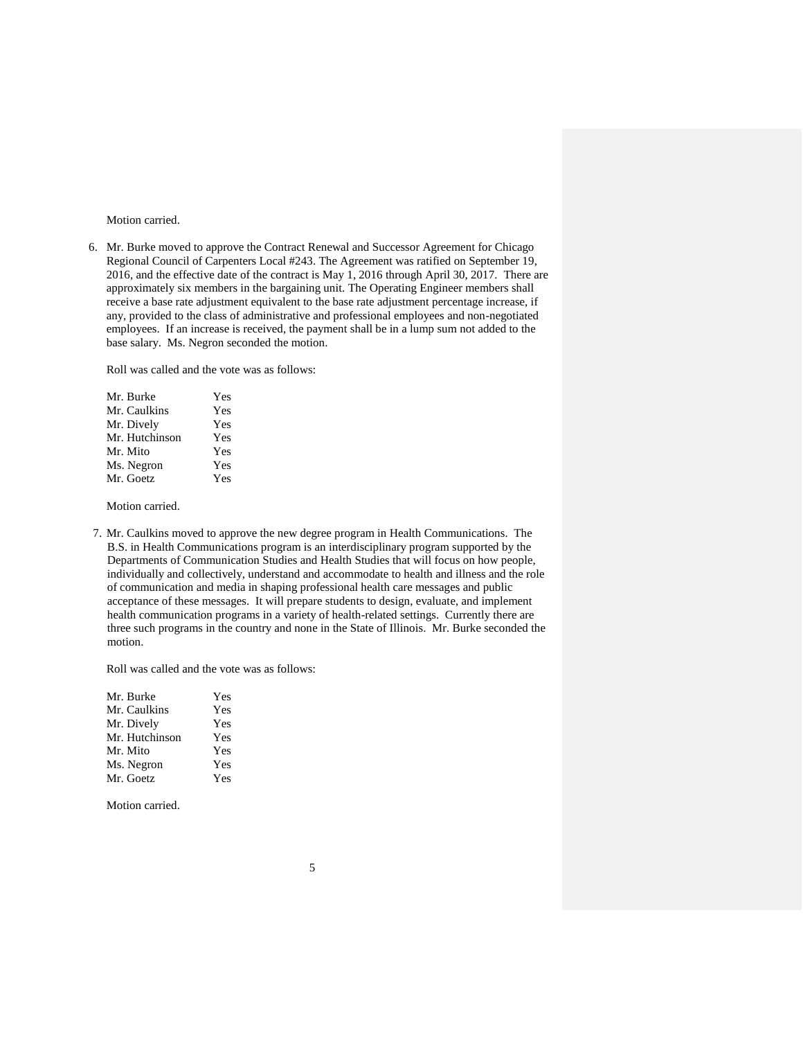Motion carried.

6. Mr. Burke moved to approve the Contract Renewal and Successor Agreement for Chicago Regional Council of Carpenters Local #243. The Agreement was ratified on September 19, 2016, and the effective date of the contract is May 1, 2016 through April 30, 2017. There are approximately six members in the bargaining unit. The Operating Engineer members shall receive a base rate adjustment equivalent to the base rate adjustment percentage increase, if any, provided to the class of administrative and professional employees and non-negotiated employees. If an increase is received, the payment shall be in a lump sum not added to the base salary. Ms. Negron seconded the motion.

   Roll was called and the vote was as follows:

   | | |
   |---|---|
   | Mr. Burke | Yes |
   | Mr. Caulkins | Yes |
   | Mr. Dively | Yes |
   | Mr. Hutchinson | Yes |
   | Mr. Mito | Yes |
   | Ms. Negron | Yes |
   | Mr. Goetz | Yes |

   Motion carried.

7. Mr. Caulkins moved to approve the new degree program in Health Communications. The B.S. in Health Communications program is an interdisciplinary program supported by the Departments of Communication Studies and Health Studies that will focus on how people, individually and collectively, understand and accommodate to health and illness and the role of communication and media in shaping professional health care messages and public acceptance of these messages. It will prepare students to design, evaluate, and implement health communication programs in a variety of health-related settings. Currently there are three such programs in the country and none in the State of Illinois. Mr. Burke seconded the motion.

   Roll was called and the vote was as follows:

   | | |
   |---|---|
   | Mr. Burke | Yes |
   | Mr. Caulkins | Yes |
   | Mr. Dively | Yes |
   | Mr. Hutchinson | Yes |
   | Mr. Mito | Yes |
   | Ms. Negron | Yes |
   | Mr. Goetz | Yes |

   Motion carried.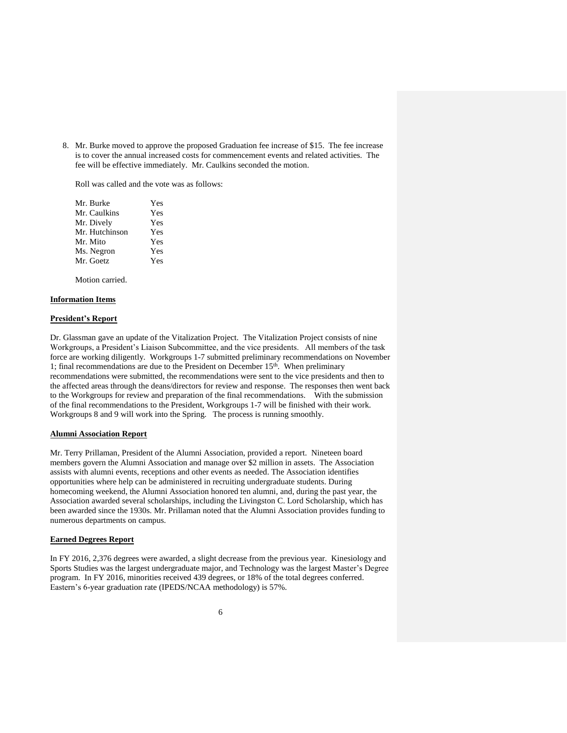8. Mr. Burke moved to approve the proposed Graduation fee increase of $15. The fee increase is to cover the annual increased costs for commencement events and related activities. The fee will be effective immediately. Mr. Caulkins seconded the motion.

   Roll was called and the vote was as follows:

   | | |
   |---|---|
   | Mr. Burke | Yes |
   | Mr. Caulkins | Yes |
   | Mr. Dively | Yes |
   | Mr. Hutchinson | Yes |
   | Mr. Mito | Yes |
   | Ms. Negron | Yes |
   | Mr. Goetz | Yes |

   Motion carried.

**Information Items**

**President's Report**

Dr. Glassman gave an update of the Vitalization Project. The Vitalization Project consists of nine Workgroups, a President's Liaison Subcommittee, and the vice presidents. All members of the task force are working diligently. Workgroups 1-7 submitted preliminary recommendations on November 1; final recommendations are due to the President on December 15th. When preliminary recommendations were submitted, the recommendations were sent to the vice presidents and then to the affected areas through the deans/directors for review and response. The responses then went back to the Workgroups for review and preparation of the final recommendations. With the submission of the final recommendations to the President, Workgroups 1-7 will be finished with their work. Workgroups 8 and 9 will work into the Spring. The process is running smoothly.

**Alumni Association Report**

Mr. Terry Prillaman, President of the Alumni Association, provided a report. Nineteen board members govern the Alumni Association and manage over $2 million in assets. The Association assists with alumni events, receptions and other events as needed. The Association identifies opportunities where help can be administered in recruiting undergraduate students. During homecoming weekend, the Alumni Association honored ten alumni, and, during the past year, the Association awarded several scholarships, including the Livingston C. Lord Scholarship, which has been awarded since the 1930s. Mr. Prillaman noted that the Alumni Association provides funding to numerous departments on campus.

**Earned Degrees Report**

In FY 2016, 2,376 degrees were awarded, a slight decrease from the previous year. Kinesiology and Sports Studies was the largest undergraduate major, and Technology was the largest Master's Degree program. In FY 2016, minorities received 439 degrees, or 18% of the total degrees conferred. Eastern's 6-year graduation rate (IPEDS/NCAA methodology) is 57%.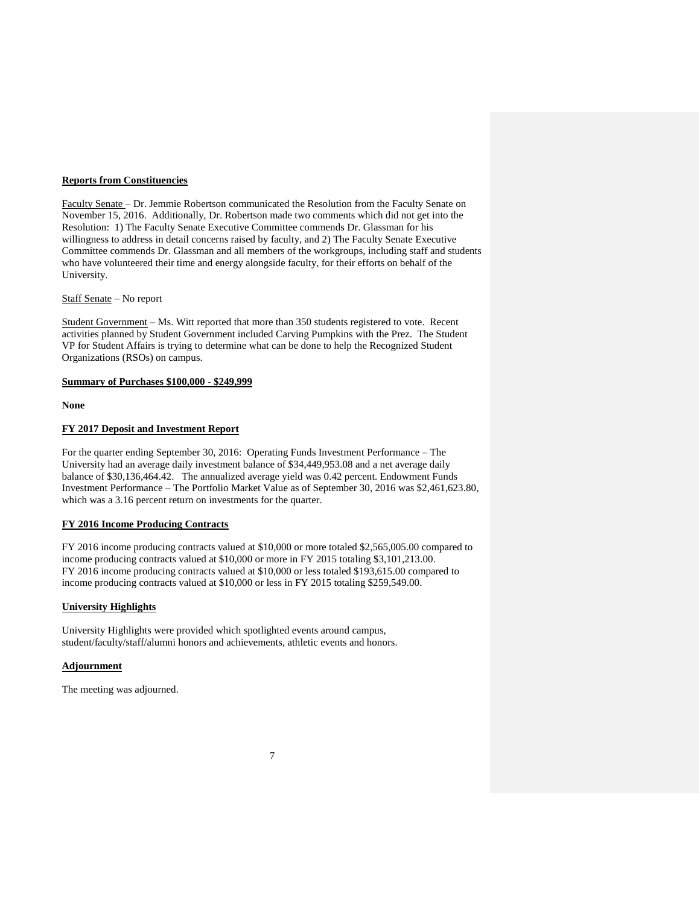**Reports from Constituencies**

Faculty Senate – Dr. Jemmie Robertson communicated the Resolution from the Faculty Senate on November 15, 2016. Additionally, Dr. Robertson made two comments which did not get into the Resolution: 1) The Faculty Senate Executive Committee commends Dr. Glassman for his willingness to address in detail concerns raised by faculty, and 2) The Faculty Senate Executive Committee commends Dr. Glassman and all members of the workgroups, including staff and students who have volunteered their time and energy alongside faculty, for their efforts on behalf of the University.

Staff Senate – No report

Student Government – Ms. Witt reported that more than 350 students registered to vote. Recent activities planned by Student Government included Carving Pumpkins with the Prez. The Student VP for Student Affairs is trying to determine what can be done to help the Recognized Student Organizations (RSOs) on campus.

**Summary of Purchases $100,000 - $249,999**

**None**

**FY 2017 Deposit and Investment Report**

For the quarter ending September 30, 2016: Operating Funds Investment Performance – The University had an average daily investment balance of $34,449,953.08 and a net average daily balance of $30,136,464.42. The annualized average yield was 0.42 percent. Endowment Funds Investment Performance – The Portfolio Market Value as of September 30, 2016 was $2,461,623.80, which was a 3.16 percent return on investments for the quarter.

**FY 2016 Income Producing Contracts**

FY 2016 income producing contracts valued at $10,000 or more totaled $2,565,005.00 compared to income producing contracts valued at $10,000 or more in FY 2015 totaling $3,101,213.00.
FY 2016 income producing contracts valued at $10,000 or less totaled $193,615.00 compared to income producing contracts valued at $10,000 or less in FY 2015 totaling $259,549.00.

**University Highlights**

University Highlights were provided which spotlighted events around campus, student/faculty/staff/alumni honors and achievements, athletic events and honors.

**Adjournment**

The meeting was adjourned.